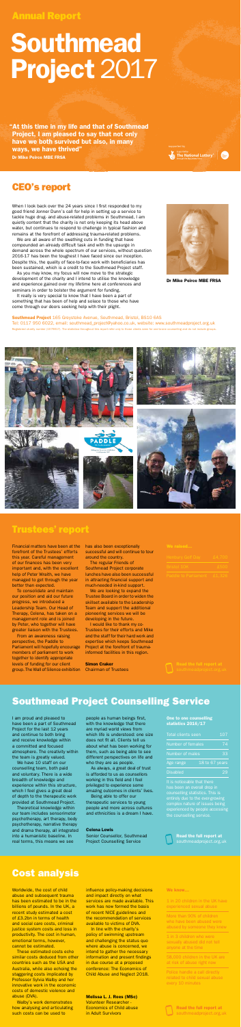Annual Report

# Southmead Project 2017

**"At this time in my life and that of Southmead Project, I am pleased to say that not only have we both survived but also, in many ways, we have thrived"**
**Dr Mike Peirce MBE FRSA**

Supported by The National Lottery

## CEO's report

When I look back over the 24 years since I first responded to my good friend Jenner Dunn's call for help in setting up a service to tackle huge drug- and abuse-related problems in Southmead, I am quietly content that the charity is not only keeping its head above water, but continues to respond to challenge in typical fashion and remains at the forefront of addressing trauma-related problems.

We are all aware of the swathing cuts in funding that have compounded an already difficult task and with the upsurge in demand across the whole spectrum of our services, without question 2016-17 has been the toughest I have faced since our inception. Despite this, the quality of face-to-face work with beneficiaries has been sustained, which is a credit to the Southmead Project staff.

As you may know, my focus will now move to the strategic development of the charity and I intend to utilise the knowledge and experience gained over my lifetime here at conferences and seminars in order to bolster the argument for funding.

It really is very special to know that I have been a part of something that has been of help and solace to those who have come through our doors seeking help with their plight.

Dr Mike Peirce MBE FRSA

**Southmead Project** 165 Greystoke Avenue, Southmead, Bristol, BS10 6AS
Tel: 0117 950 6022, email: southmead_project@yahoo.co.uk, website: www.southmeadproject.org.uk
Registered charity number 1107617. The statistics throughout this report refer only to those clients seen for one-to-one counselling and do not include groups.

## Trustees' report

Financial matters have been at the forefront of the Trustees' efforts this year. Careful management of our finances has been very important and, with the excellent help of Peter Wraith, we have managed to get through the year better than expected.

To consolidate and maintain our position and aid our future progress, we introduced a Leadership Team. Our Head of Therapy, Celena, has taken on a management role and is joined by Peter, who together will have greater liaison with the Trustees.

From an awareness raising perspective, the Paddle to Parliament will hopefully encourage members of parliament to work together to identify appropriate levels of funding for our client group. The Wall of Silence exhibition has also been exceptionally successful and will continue to tour around the country.

The regular Friends of Southmead Project corporate lunches have also been successful in attracting financial support and much-needed in-kind support.

We are looking to expand the Trustee Board in order to widen the skillset available to the Leadership Team and support the additional pioneering services we will be developing in the future.

I would like to thank my co-Trustees for their efforts and Mike and the staff for their hard work and expertise which keeps Southmead Project at the forefront of trauma-informed facilities in this region.

**Simon Craker**
Chairman of Trustees

**We raised…**

| | |
|---|---|
| Henbury Golf Day | £4,700 |
| Bristol 10K | £500 |
| Paddle to Parliament | £1,324 |

Read the full report at southmeadproject.org.uk

## Southmead Project Counselling Service

I am proud and pleased to have been a part of Southmead Project for the last 12 years and continue to both bring and receive knowledge within a committed and focused atmosphere. The creativity within the team is greatly valued.

We have 10 staff on our counselling team, both paid and voluntary. There is a wide breadth of knowledge and experience within this structure, which I feel gives a great deal of depth to the therapeutic work provided at Southmead Project.

Theoretical knowledge within our team includes sensorimotor psychotherapy, art therapy, body psychotherapy, narrative therapy and drama therapy, all integrated into a humanistic baseline. In real terms, this means we see people as human beings first, with the knowledge that there are myriad world views from which life is understood: one size does not fit all. Clients tell us about what has been working for them, such as being able to see different perspectives on life and who they are as people.

As always, a great deal of trust is afforded to us as counsellors working in this field and I feel privileged to experience some amazing outcomes in clients' lives.

Being able to offer our therapeutic services to young people and more across cultures and ethnicities is a dream I have.

**Celena Lewis**
Senior Counsellor, Southmead Project Counselling Service

**One to one counselling statistics 2016/17**

| | |
|---|---|
| Total clients seen | 107 |
| Number of females | 74 |
| Number of males | 33 |
| Age range | 18 to 67 years |
| Disabled | 29 |

It is noticeable that there has been an overall drop in counselling statistics. This is entirely due to the ever-growing complex nature of issues being experienced by people accessing the counselling service.

Read the full report at southmeadproject.org.uk

## Cost analysis

Worldwide, the cost of child abuse and subsequent trauma has been estimated to be in the billions of pounds. In the UK, a recent study estimated a cost of £3.2bn in terms of health and social care costs, criminal justice system costs and loss in productivity. The cost in human, emotional terms, however, cannot be estimated.

These estimated costs echo similar costs deduced from other countries such as the USA and Australia, while also echoing the staggering costs implicated by Professor Sylvia Walby and her innovative work in the economic costs of domestic violence and abuse (DVA).

Walby's work demonstrates how analysing and articulating such costs can be used to influence policy-making decisions and impact directly on what services are made available. This work has now formed the basis of recent NICE guidelines and the recommendation of services available to victims of DVA.

In line with the charity's policy of swimming upstream and challenging the status quo where abuse is concerned, we intend to gather the necessary information and present findings in due course at a proposed conference: The Economics of Child Abuse and Neglect 2018.

**Melissa L. J. Rees (MSc)**
Volunteer Researcher - Economics of Child abuse in Adult Survivors

**We know…**

- 1 in 20 children in the UK have experienced sexual abuse
- More than 90% of children who have been abused were abused by someone they knew
- 1 in 3 children who were sexually abused did not tell anyone at the time
- 58,000 children in the UK are at risk of abuse right now
- Police handle a call directly related to child sexual abuse every 10 minutes

Read the full report at southmeadproject.org.uk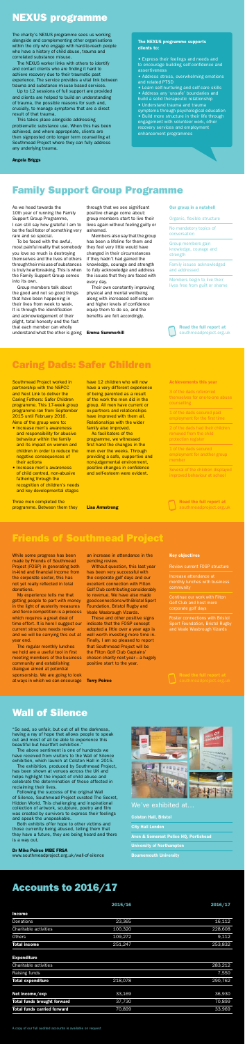# NEXUS programme

The charity's NEXUS programme sees us working alongside and complementing other organisations within the city who engage with hard-to-reach people who have a history of child abuse, trauma and correlated substance misuse.

The NEXUS worker links with others to identify and contact clients who are finding it hard to achieve recovery due to their traumatic past experience. The service provides a vital link between trauma and substance misuse based services.

Up to 12 sessions of full support are provided and clients are helped to build an understanding of trauma, the possible reasons for such and, crucially, to manage symptoms that are a direct result of that trauma.

This takes place alongside addressing problematic substance use. When this has been achieved, and where appropriate, clients are then signposted onto longer term counselling at Southmead Project where they can fully address any underlying trauma.

**Angela Briggs**

**The NEXUS programme supports clients to:**

- Express their feelings and needs and to encourage building self-confidence and assertiveness
- Address stress, overwhelming emotions and related PTSD
- Learn self-nurturing and self-care skills
- Address any 'unsafe' boundaries and build a solid therapeutic relationship
- Understand trauma and trauma symptoms through psychological education
- Build more structure in their life through engagement with volunteer work, other recovery services and employment enhancement programmes

# Family Support Group Programme

As we head towards the 10th year of running the Family Support Group Programme, I can still say how grateful I am to be the facilitator of something very rare and so special.

To be faced with the awful, most painful reality that somebody you love so much is destroying themselves and the lives of others through their misuse of substances is truly heartbreaking. This is when the Family Support Group comes into its own.

Group members talk about the good and not so good things that have been happening in their lives from week to week. It is through the identification and acknowledgement of their plight, total honesty and the fact that each member can wholly understand what the other is going through that we see significant positive change come about: group members start to live their lives again without feeling guilty or ashamed.

Members also say that the group has been a lifeline for them and they feel very little would have changed in their circumstances if they hadn't had gained the knowledge, courage and strength to fully acknowledge and address the issues that they are faced with every day.

Their own constantly improving physical and mental wellbeing along with increased self-esteem and higher levels of confidence equip them to do so, and the benefits are felt accordingly.

**Emma Summerhill**

**Our group in a nutshell**

- Organic, flexible structure
- No mandatory topics of conversation
- Group members gain knowledge, courage and strength
- Family issues acknowledged and addressed
- Members begin to live their lives free from guilt or shame

Read the full report at southmeadproject.org.uk

# Caring Dads: Safer Children

Southmead Project worked in partnership with the NSPCC and Next Link to deliver the Caring Fathers: Safer Children programme. This 17-week group programme ran from September 2015 until February 2016.

Aims of the group were to:

- Increase men's awareness and responsibility for abusive behaviour within the family and its impact on women and children in order to reduce the negative consequences of their actions
- Increase men's awareness of child-centred, non-abusive fathering through the recognition of children's needs and key developmental stages

Three men completed the programme. Between them they have 12 children who will now have a very different experience of being parented as a result of the work the men did in the group. All men have current or ex-partners and relationships have improved with them all. Relationships with the wider family also improved.

As facilitators of the programme, we witnessed first hand the changes in the men over the weeks. Through providing a safe, supportive and non-judgemental environment, positive changes in confidence and self-esteem were evident.

**Lisa Armstrong**

**Achievements this year**

- 3 of the dads referred themselves for one-to-one abuse counselling
- 1 of the dads secured paid employment for the first time
- 2 of the dads had their children removed from the child protection register
- 1 of the dads secured employment for another group member
- Several of the children displayed improved behaviour at school

Read the full report at southmeadproject.org.uk

# Friends of Southmead Project

While some progress has been made by Friends of Southmead Project (FOSP) in generating both in-kind and financial income from the corporate sector, this has not yet really been reflected in total donations.

My experience tells me that getting people to part with money in the light of austerity measures and fierce competition is a process which requires a great deal of time effort. It is here I suggest our current structure needs review and we will be carrying this out at year end.

The regular monthly lunches we hold are a useful tool in first meeting members of the business community and establishing dialogue aimed at potential sponsorship. We are going to look at ways in which we can encourage an increase in attendance in the pending review.

Without question, this last year has been very successful with the corporate golf days and our excellent connection with Filton Golf Club contributing considerably to revenue. We have also made good connections with Bristol Sport Foundation, Bristol Rugby and Vasie Wasbrough Vizards.

These and other positive signs indicate that the FOSP concept adopted a little over a year ago is well worth investing more time in. Finally, I am so pleased to report that Southmead Project will be the Filton Golf Club Captains' chosen charity next year – a hugely positive start to the year.

**Terry Peirce**

**Key objectives**

- Review current FOSP structure
- Increase attendance at monthly lunches with business community
- Continue our work with Filton Golf Club and host more corporate golf days
- Foster connections with Bristol Sport Foundation, Bristol Rugby and Veale Wasbrough Vizards

Read the full report at southmeadproject.org.uk

# Wall of Silence

"So sad, so unfair, but out of all the darkness, having a ray of hope that allows people to speak out and most of all be able to experience this beautiful but heartfelt exhibition."

The above sentiment is one of hundreds we have received from visitors to the Wall of Silence exhibition, which launch at Colston Hall in 2015.

The exhibition, produced by Southmead Project, has been shown at venues across the UK and helps highlight the impact of child abuse and celebrate the determination of those affected in reclaiming their lives.

Following the success of the original Wall of Silence, Southmead Project curated The Secret, Hidden World. This challenging and inspirational collection of artwork, sculpture, poetry and film was created by survivors to express their feelings and speak the unspeakable.

Both exhibits offer hope to other victims and those currently being abused, telling them that they have a future, they are being heard and there is a way out.

**Dr Mike Peirce MBE FRSA**
www.southmeadproject.org.uk/wall-of-silence

## We've exhibited at…

- Colston Hall, Bristol
- City Hall London
- Avon & Somerset Police HQ, Portishead
- University of Northampton
- Bournemouth University

# Accounts to 2016/17

| | 2015/16 | 2016/17 |
|---|---|---|
| **Income** | | |
| Donations | 23,365 | 16,112 |
| Charitable activities | 100,320 | 228,608 |
| Others | 109,272 | 9,112 |
| **Total income** | 251,247 | 253,832 |
| **Expenditure** | | |
| Charitable activities | | 283,212 |
| Raising funds | | 7,550 |
| **Total expenditure** | 218,078 | 290,762 |
| **Net income/exp** | 33,169 | 36,930 |
| **Total funds brought forward** | 37,730 | 70,899 |
| **Total funds carried forward** | 70,899 | 33,969 |

A copy of our full audited accounts is available on request